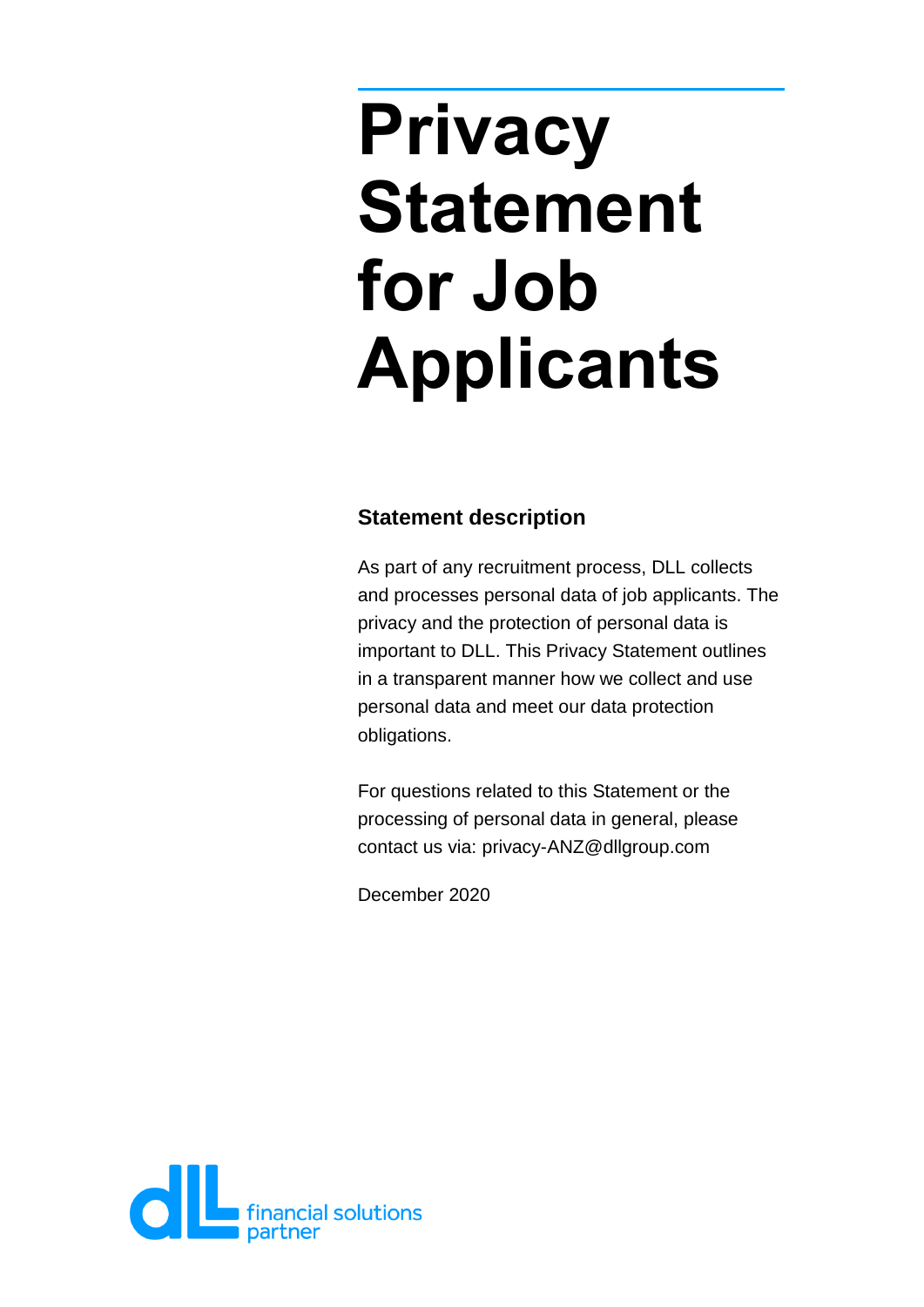# Privacy Statement for Job Applicants

## Statement description

As part of any recruitment process, DLL collects and processes personal data of job applicants. The privacy and the protection of personal data is important to DLL. This Privacy Statement outlines in a transparent manner how we collect and use personal data and meet our data protection obligations.

For questions related to this Statement or the processing of personal data in general, please contact us via: privacy-ANZ@dllgroup.com

December 2020

dLL financial solutions partner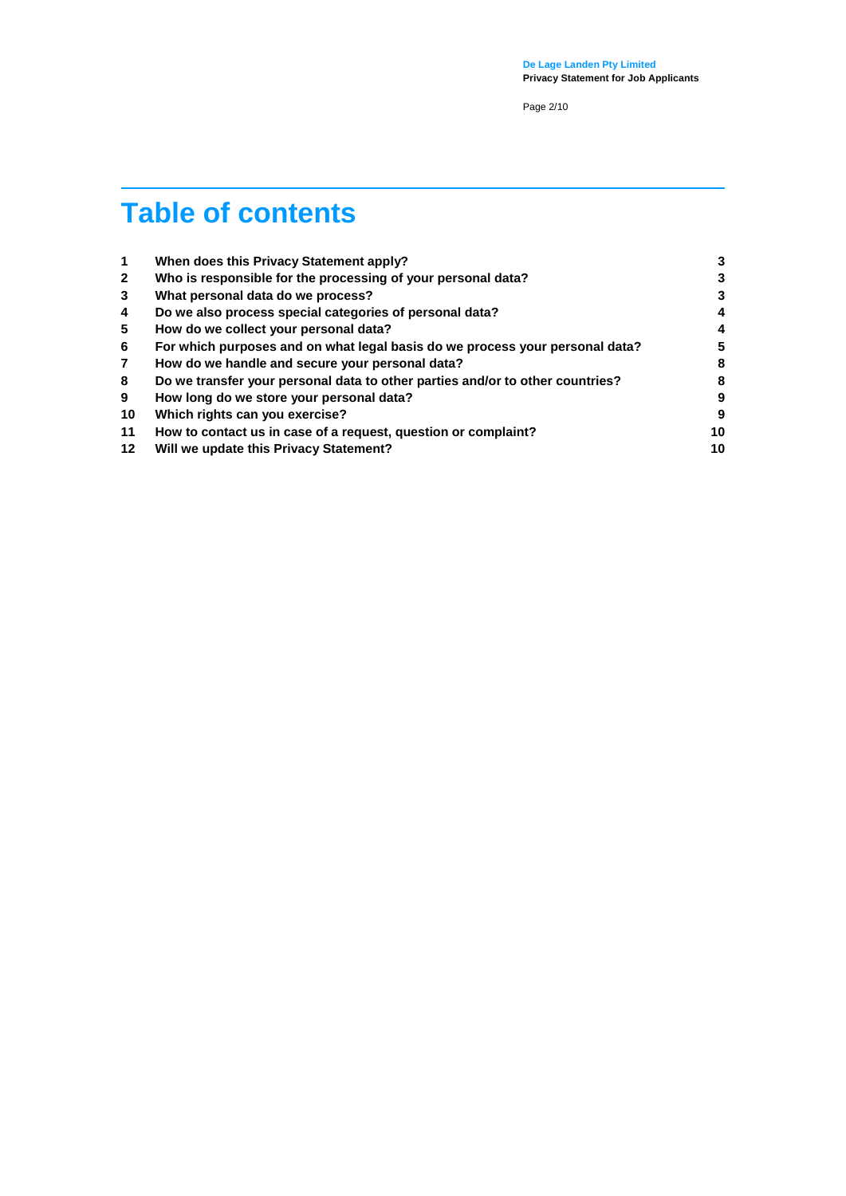# Table of contents

| | | |
|---|---|---|
| **1** | **When does this Privacy Statement apply?** | **3** |
| **2** | **Who is responsible for the processing of your personal data?** | **3** |
| **3** | **What personal data do we process?** | **3** |
| **4** | **Do we also process special categories of personal data?** | **4** |
| **5** | **How do we collect your personal data?** | **4** |
| **6** | **For which purposes and on what legal basis do we process your personal data?** | **5** |
| **7** | **How do we handle and secure your personal data?** | **8** |
| **8** | **Do we transfer your personal data to other parties and/or to other countries?** | **8** |
| **9** | **How long do we store your personal data?** | **9** |
| **10** | **Which rights can you exercise?** | **9** |
| **11** | **How to contact us in case of a request, question or complaint?** | **10** |
| **12** | **Will we update this Privacy Statement?** | **10** |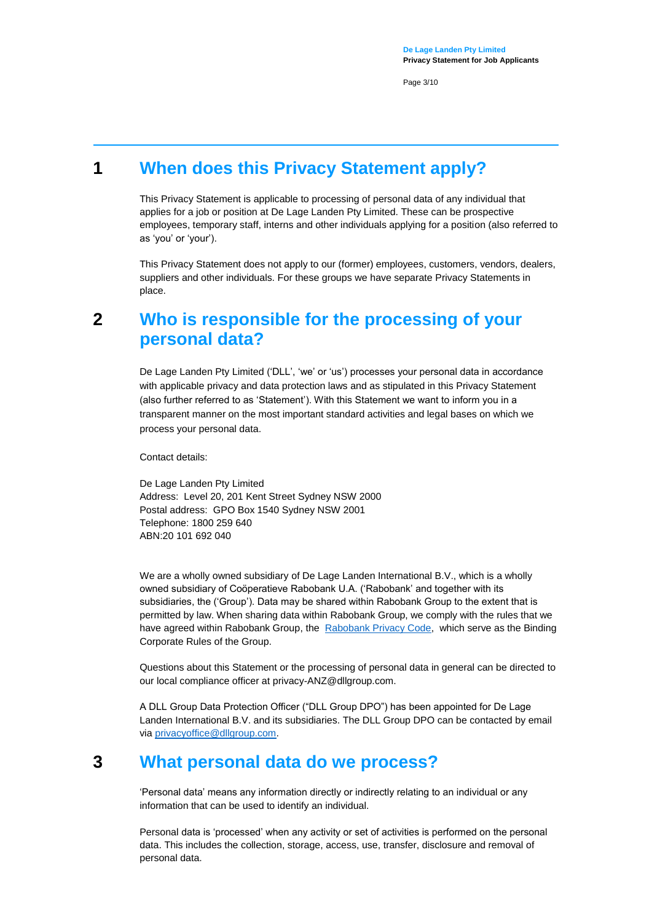## 1 When does this Privacy Statement apply?

This Privacy Statement is applicable to processing of personal data of any individual that applies for a job or position at De Lage Landen Pty Limited. These can be prospective employees, temporary staff, interns and other individuals applying for a position (also referred to as 'you' or 'your').

This Privacy Statement does not apply to our (former) employees, customers, vendors, dealers, suppliers and other individuals. For these groups we have separate Privacy Statements in place.

## 2 Who is responsible for the processing of your personal data?

De Lage Landen Pty Limited ('DLL', 'we' or 'us') processes your personal data in accordance with applicable privacy and data protection laws and as stipulated in this Privacy Statement (also further referred to as 'Statement'). With this Statement we want to inform you in a transparent manner on the most important standard activities and legal bases on which we process your personal data.

Contact details:

De Lage Landen Pty Limited
Address: Level 20, 201 Kent Street Sydney NSW 2000
Postal address: GPO Box 1540 Sydney NSW 2001
Telephone: 1800 259 640
ABN:20 101 692 040

We are a wholly owned subsidiary of De Lage Landen International B.V., which is a wholly owned subsidiary of Coöperatieve Rabobank U.A. ('Rabobank' and together with its subsidiaries, the ('Group'). Data may be shared within Rabobank Group to the extent that is permitted by law. When sharing data within Rabobank Group, we comply with the rules that we have agreed within Rabobank Group, the Rabobank Privacy Code, which serve as the Binding Corporate Rules of the Group.

Questions about this Statement or the processing of personal data in general can be directed to our local compliance officer at privacy-ANZ@dllgroup.com.

A DLL Group Data Protection Officer ("DLL Group DPO") has been appointed for De Lage Landen International B.V. and its subsidiaries. The DLL Group DPO can be contacted by email via privacyoffice@dllgroup.com.

## 3 What personal data do we process?

'Personal data' means any information directly or indirectly relating to an individual or any information that can be used to identify an individual.

Personal data is 'processed' when any activity or set of activities is performed on the personal data. This includes the collection, storage, access, use, transfer, disclosure and removal of personal data.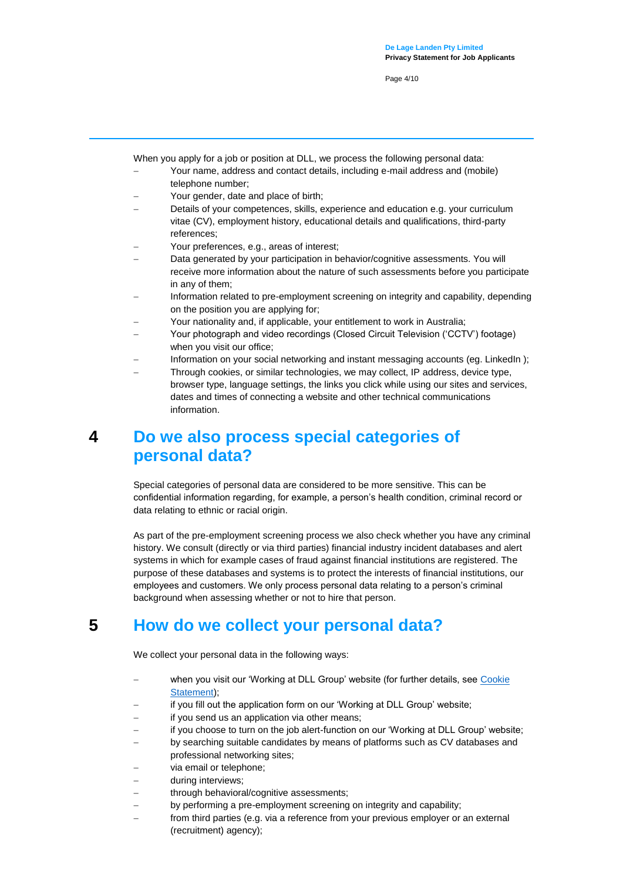When you apply for a job or position at DLL, we process the following personal data:

- Your name, address and contact details, including e-mail address and (mobile) telephone number;
- Your gender, date and place of birth;
- Details of your competences, skills, experience and education e.g. your curriculum vitae (CV), employment history, educational details and qualifications, third-party references;
- Your preferences, e.g., areas of interest;
- Data generated by your participation in behavior/cognitive assessments. You will receive more information about the nature of such assessments before you participate in any of them;
- Information related to pre-employment screening on integrity and capability, depending on the position you are applying for;
- Your nationality and, if applicable, your entitlement to work in Australia;
- Your photograph and video recordings (Closed Circuit Television ('CCTV') footage) when you visit our office;
- Information on your social networking and instant messaging accounts (eg. LinkedIn );
- Through cookies, or similar technologies, we may collect, IP address, device type, browser type, language settings, the links you click while using our sites and services, dates and times of connecting a website and other technical communications information.

## 4 Do we also process special categories of personal data?

Special categories of personal data are considered to be more sensitive. This can be confidential information regarding, for example, a person's health condition, criminal record or data relating to ethnic or racial origin.

As part of the pre-employment screening process we also check whether you have any criminal history. We consult (directly or via third parties) financial industry incident databases and alert systems in which for example cases of fraud against financial institutions are registered. The purpose of these databases and systems is to protect the interests of financial institutions, our employees and customers. We only process personal data relating to a person's criminal background when assessing whether or not to hire that person.

## 5 How do we collect your personal data?

We collect your personal data in the following ways:

- when you visit our 'Working at DLL Group' website (for further details, see Cookie Statement);
- if you fill out the application form on our 'Working at DLL Group' website;
- if you send us an application via other means;
- if you choose to turn on the job alert-function on our 'Working at DLL Group' website;
- by searching suitable candidates by means of platforms such as CV databases and professional networking sites;
- via email or telephone;
- during interviews;
- through behavioral/cognitive assessments;
- by performing a pre-employment screening on integrity and capability;
- from third parties (e.g. via a reference from your previous employer or an external (recruitment) agency);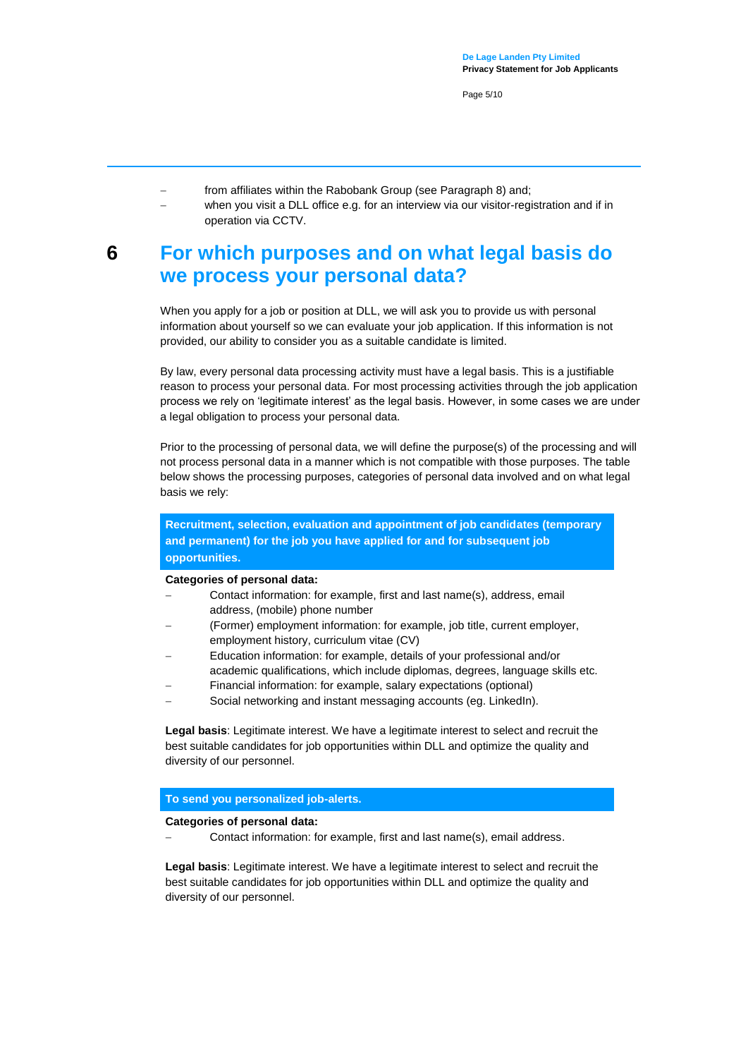- from affiliates within the Rabobank Group (see Paragraph 8) and;
- when you visit a DLL office e.g. for an interview via our visitor-registration and if in operation via CCTV.

# 6 For which purposes and on what legal basis do we process your personal data?

When you apply for a job or position at DLL, we will ask you to provide us with personal information about yourself so we can evaluate your job application. If this information is not provided, our ability to consider you as a suitable candidate is limited.

By law, every personal data processing activity must have a legal basis. This is a justifiable reason to process your personal data. For most processing activities through the job application process we rely on 'legitimate interest' as the legal basis. However, in some cases we are under a legal obligation to process your personal data.

Prior to the processing of personal data, we will define the purpose(s) of the processing and will not process personal data in a manner which is not compatible with those purposes. The table below shows the processing purposes, categories of personal data involved and on what legal basis we rely:

**Recruitment, selection, evaluation and appointment of job candidates (temporary and permanent) for the job you have applied for and for subsequent job opportunities.**

**Categories of personal data:**

- Contact information: for example, first and last name(s), address, email address, (mobile) phone number
- (Former) employment information: for example, job title, current employer, employment history, curriculum vitae (CV)
- Education information: for example, details of your professional and/or academic qualifications, which include diplomas, degrees, language skills etc.
- Financial information: for example, salary expectations (optional)
- Social networking and instant messaging accounts (eg. LinkedIn).

**Legal basis**: Legitimate interest. We have a legitimate interest to select and recruit the best suitable candidates for job opportunities within DLL and optimize the quality and diversity of our personnel.

**To send you personalized job-alerts.**

**Categories of personal data:**

- Contact information: for example, first and last name(s), email address.

**Legal basis**: Legitimate interest. We have a legitimate interest to select and recruit the best suitable candidates for job opportunities within DLL and optimize the quality and diversity of our personnel.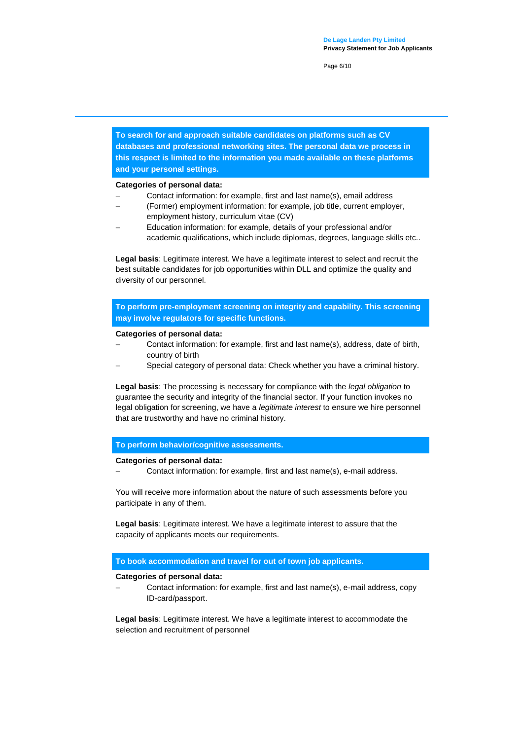**To search for and approach suitable candidates on platforms such as CV databases and professional networking sites. The personal data we process in this respect is limited to the information you made available on these platforms and your personal settings.**

**Categories of personal data:**

- Contact information: for example, first and last name(s), email address
- (Former) employment information: for example, job title, current employer, employment history, curriculum vitae (CV)
- Education information: for example, details of your professional and/or academic qualifications, which include diplomas, degrees, language skills etc..

**Legal basis**: Legitimate interest. We have a legitimate interest to select and recruit the best suitable candidates for job opportunities within DLL and optimize the quality and diversity of our personnel.

**To perform pre-employment screening on integrity and capability. This screening may involve regulators for specific functions.**

**Categories of personal data:**

- Contact information: for example, first and last name(s), address, date of birth, country of birth
- Special category of personal data: Check whether you have a criminal history.

**Legal basis**: The processing is necessary for compliance with the *legal obligation* to guarantee the security and integrity of the financial sector. If your function invokes no legal obligation for screening, we have a *legitimate interest* to ensure we hire personnel that are trustworthy and have no criminal history.

**To perform behavior/cognitive assessments.**

**Categories of personal data:**

- Contact information: for example, first and last name(s), e-mail address.

You will receive more information about the nature of such assessments before you participate in any of them.

**Legal basis**: Legitimate interest. We have a legitimate interest to assure that the capacity of applicants meets our requirements.

**To book accommodation and travel for out of town job applicants.**

**Categories of personal data:**

- Contact information: for example, first and last name(s), e-mail address, copy ID-card/passport.

**Legal basis**: Legitimate interest. We have a legitimate interest to accommodate the selection and recruitment of personnel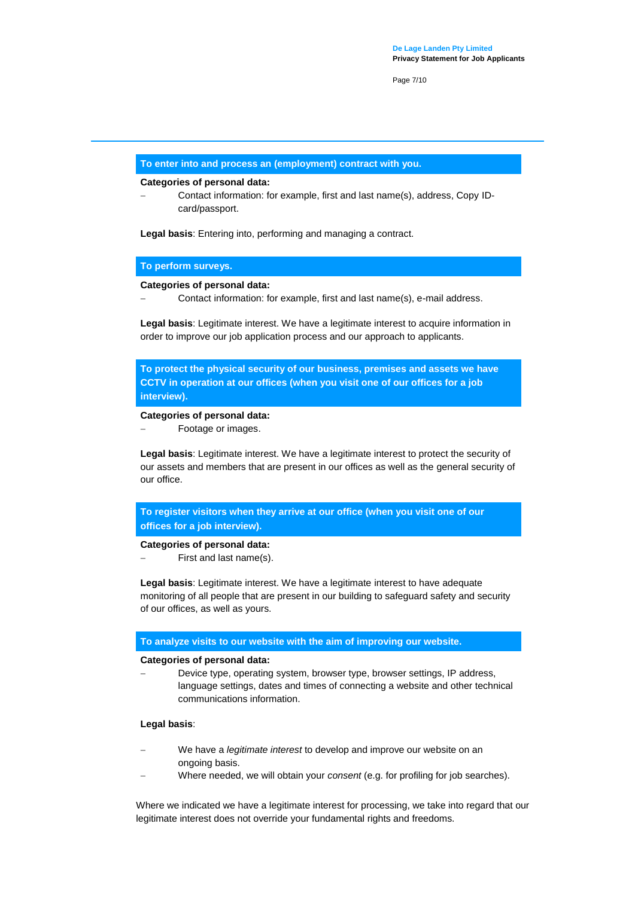### To enter into and process an (employment) contract with you.

**Categories of personal data:**

- Contact information: for example, first and last name(s), address, Copy ID-card/passport.

**Legal basis**: Entering into, performing and managing a contract.

### To perform surveys.

**Categories of personal data:**

- Contact information: for example, first and last name(s), e-mail address.

**Legal basis**: Legitimate interest. We have a legitimate interest to acquire information in order to improve our job application process and our approach to applicants.

### To protect the physical security of our business, premises and assets we have CCTV in operation at our offices (when you visit one of our offices for a job interview).

**Categories of personal data:**

- Footage or images.

**Legal basis**: Legitimate interest. We have a legitimate interest to protect the security of our assets and members that are present in our offices as well as the general security of our office.

### To register visitors when they arrive at our office (when you visit one of our offices for a job interview).

**Categories of personal data:**

- First and last name(s).

**Legal basis**: Legitimate interest. We have a legitimate interest to have adequate monitoring of all people that are present in our building to safeguard safety and security of our offices, as well as yours.

### To analyze visits to our website with the aim of improving our website.

**Categories of personal data:**

- Device type, operating system, browser type, browser settings, IP address, language settings, dates and times of connecting a website and other technical communications information.

**Legal basis**:

- We have a *legitimate interest* to develop and improve our website on an ongoing basis.
- Where needed, we will obtain your *consent* (e.g. for profiling for job searches).

Where we indicated we have a legitimate interest for processing, we take into regard that our legitimate interest does not override your fundamental rights and freedoms.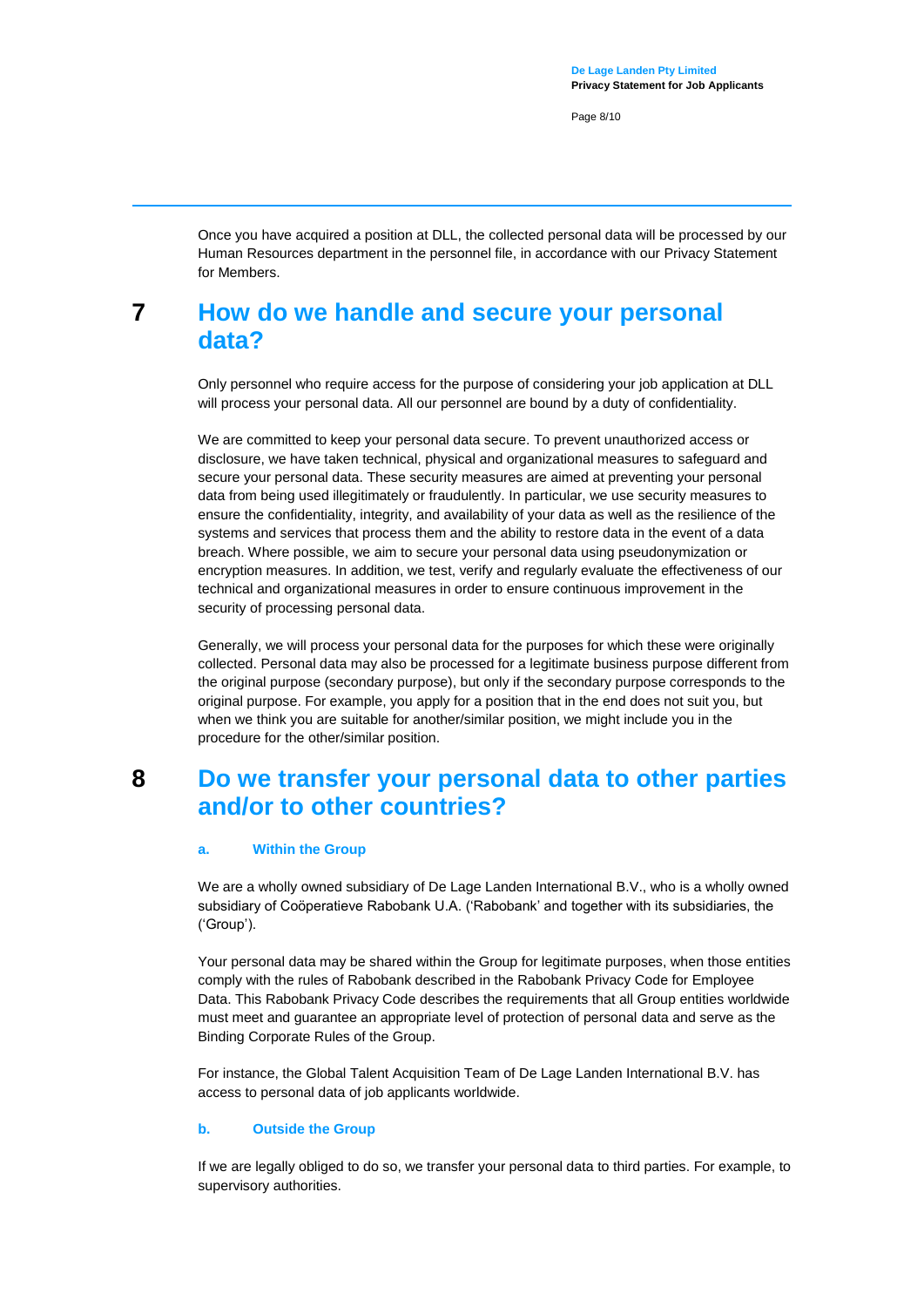Once you have acquired a position at DLL, the collected personal data will be processed by our Human Resources department in the personnel file, in accordance with our Privacy Statement for Members.

# 7 How do we handle and secure your personal data?

Only personnel who require access for the purpose of considering your job application at DLL will process your personal data. All our personnel are bound by a duty of confidentiality.

We are committed to keep your personal data secure. To prevent unauthorized access or disclosure, we have taken technical, physical and organizational measures to safeguard and secure your personal data. These security measures are aimed at preventing your personal data from being used illegitimately or fraudulently. In particular, we use security measures to ensure the confidentiality, integrity, and availability of your data as well as the resilience of the systems and services that process them and the ability to restore data in the event of a data breach. Where possible, we aim to secure your personal data using pseudonymization or encryption measures. In addition, we test, verify and regularly evaluate the effectiveness of our technical and organizational measures in order to ensure continuous improvement in the security of processing personal data.

Generally, we will process your personal data for the purposes for which these were originally collected. Personal data may also be processed for a legitimate business purpose different from the original purpose (secondary purpose), but only if the secondary purpose corresponds to the original purpose. For example, you apply for a position that in the end does not suit you, but when we think you are suitable for another/similar position, we might include you in the procedure for the other/similar position.

# 8 Do we transfer your personal data to other parties and/or to other countries?

### a. Within the Group

We are a wholly owned subsidiary of De Lage Landen International B.V., who is a wholly owned subsidiary of Coöperatieve Rabobank U.A. ('Rabobank' and together with its subsidiaries, the ('Group').

Your personal data may be shared within the Group for legitimate purposes, when those entities comply with the rules of Rabobank described in the Rabobank Privacy Code for Employee Data. This Rabobank Privacy Code describes the requirements that all Group entities worldwide must meet and guarantee an appropriate level of protection of personal data and serve as the Binding Corporate Rules of the Group.

For instance, the Global Talent Acquisition Team of De Lage Landen International B.V. has access to personal data of job applicants worldwide.

### b. Outside the Group

If we are legally obliged to do so, we transfer your personal data to third parties. For example, to supervisory authorities.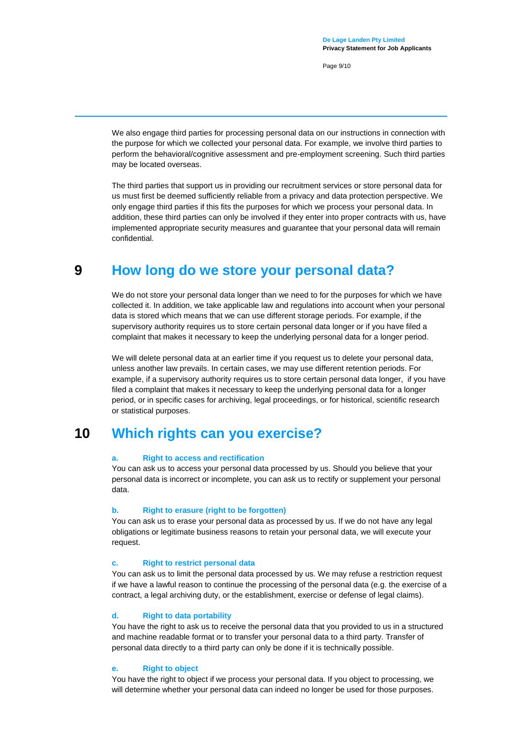We also engage third parties for processing personal data on our instructions in connection with the purpose for which we collected your personal data. For example, we involve third parties to perform the behavioral/cognitive assessment and pre-employment screening. Such third parties may be located overseas.

The third parties that support us in providing our recruitment services or store personal data for us must first be deemed sufficiently reliable from a privacy and data protection perspective. We only engage third parties if this fits the purposes for which we process your personal data. In addition, these third parties can only be involved if they enter into proper contracts with us, have implemented appropriate security measures and guarantee that your personal data will remain confidential.

# 9 How long do we store your personal data?

We do not store your personal data longer than we need to for the purposes for which we have collected it. In addition, we take applicable law and regulations into account when your personal data is stored which means that we can use different storage periods. For example, if the supervisory authority requires us to store certain personal data longer or if you have filed a complaint that makes it necessary to keep the underlying personal data for a longer period.

We will delete personal data at an earlier time if you request us to delete your personal data, unless another law prevails. In certain cases, we may use different retention periods. For example, if a supervisory authority requires us to store certain personal data longer, if you have filed a complaint that makes it necessary to keep the underlying personal data for a longer period, or in specific cases for archiving, legal proceedings, or for historical, scientific research or statistical purposes.

# 10 Which rights can you exercise?

### a. Right to access and rectification

You can ask us to access your personal data processed by us. Should you believe that your personal data is incorrect or incomplete, you can ask us to rectify or supplement your personal data.

### b. Right to erasure (right to be forgotten)

You can ask us to erase your personal data as processed by us. If we do not have any legal obligations or legitimate business reasons to retain your personal data, we will execute your request.

### c. Right to restrict personal data

You can ask us to limit the personal data processed by us. We may refuse a restriction request if we have a lawful reason to continue the processing of the personal data (e.g. the exercise of a contract, a legal archiving duty, or the establishment, exercise or defense of legal claims).

### d. Right to data portability

You have the right to ask us to receive the personal data that you provided to us in a structured and machine readable format or to transfer your personal data to a third party. Transfer of personal data directly to a third party can only be done if it is technically possible.

### e. Right to object

You have the right to object if we process your personal data. If you object to processing, we will determine whether your personal data can indeed no longer be used for those purposes.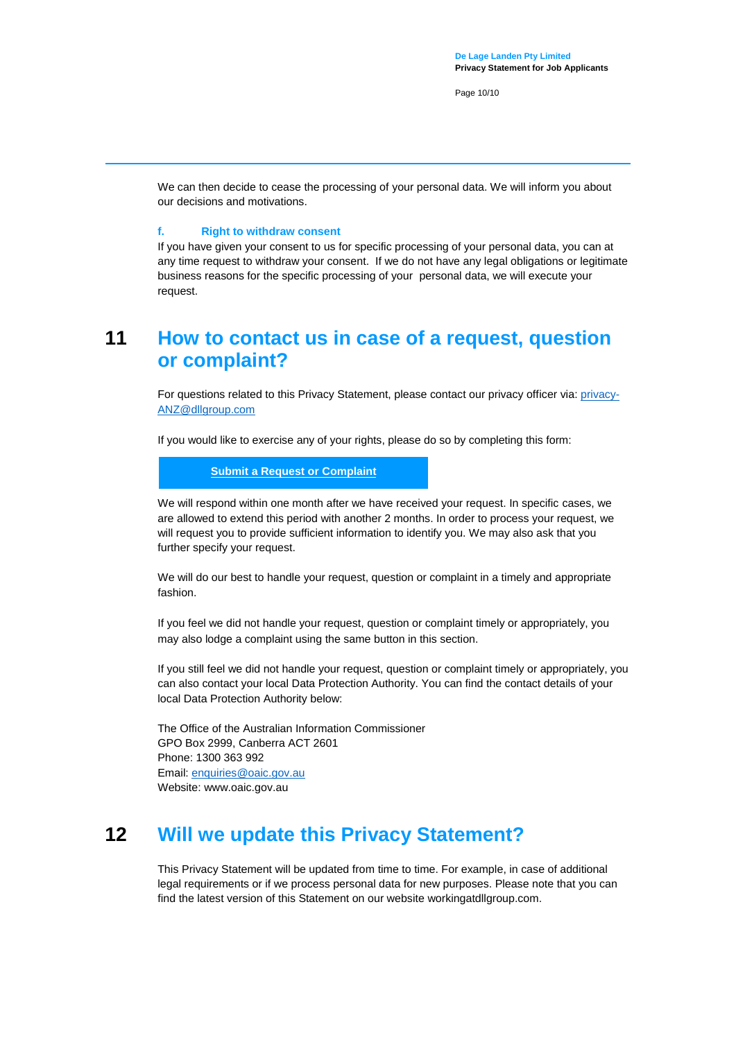We can then decide to cease the processing of your personal data. We will inform you about our decisions and motivations.

### f. Right to withdraw consent

If you have given your consent to us for specific processing of your personal data, you can at any time request to withdraw your consent. If we do not have any legal obligations or legitimate business reasons for the specific processing of your personal data, we will execute your request.

## 11 How to contact us in case of a request, question or complaint?

For questions related to this Privacy Statement, please contact our privacy officer via: privacy-ANZ@dllgroup.com

If you would like to exercise any of your rights, please do so by completing this form:

**Submit a Request or Complaint**

We will respond within one month after we have received your request. In specific cases, we are allowed to extend this period with another 2 months. In order to process your request, we will request you to provide sufficient information to identify you. We may also ask that you further specify your request.

We will do our best to handle your request, question or complaint in a timely and appropriate fashion.

If you feel we did not handle your request, question or complaint timely or appropriately, you may also lodge a complaint using the same button in this section.

If you still feel we did not handle your request, question or complaint timely or appropriately, you can also contact your local Data Protection Authority. You can find the contact details of your local Data Protection Authority below:

The Office of the Australian Information Commissioner
GPO Box 2999, Canberra ACT 2601
Phone: 1300 363 992
Email: enquiries@oaic.gov.au
Website: www.oaic.gov.au

## 12 Will we update this Privacy Statement?

This Privacy Statement will be updated from time to time. For example, in case of additional legal requirements or if we process personal data for new purposes. Please note that you can find the latest version of this Statement on our website workingatdllgroup.com.